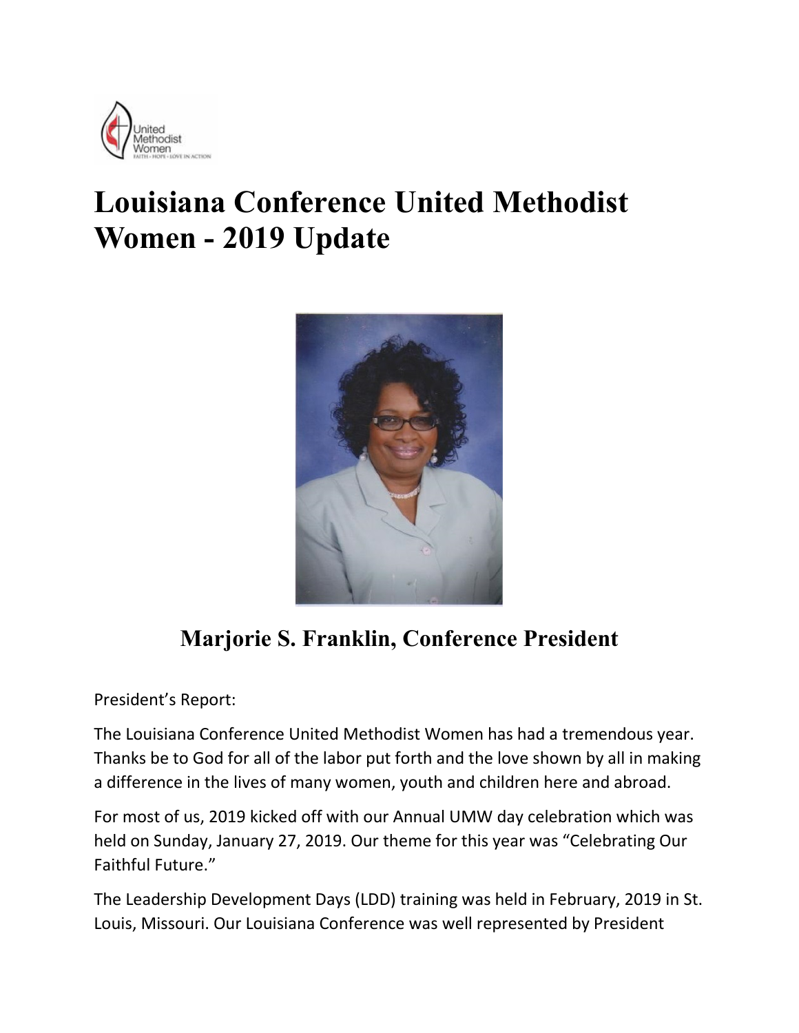# Louisiana Conference United Methodist Women - 2019 Update

## Marjorie S. Franklin, Conference President

President's Report:

The Louisiana Conference United Methodist Women has had a tremendous year. Thanks be to God for all of the labor put forth and the love shown by all in making a difference in the lives of many women, youth and children here and abroad.

For most of us, 2019 kicked off with our Annual UMW day celebration which was held on Sunday, January 27, 2019. Our theme for this year was "Celebrating Our Faithful Future."

The Leadership Development Days (LDD) training was held in February, 2019 in St. Louis, Missouri. Our Louisiana Conference was well represented by President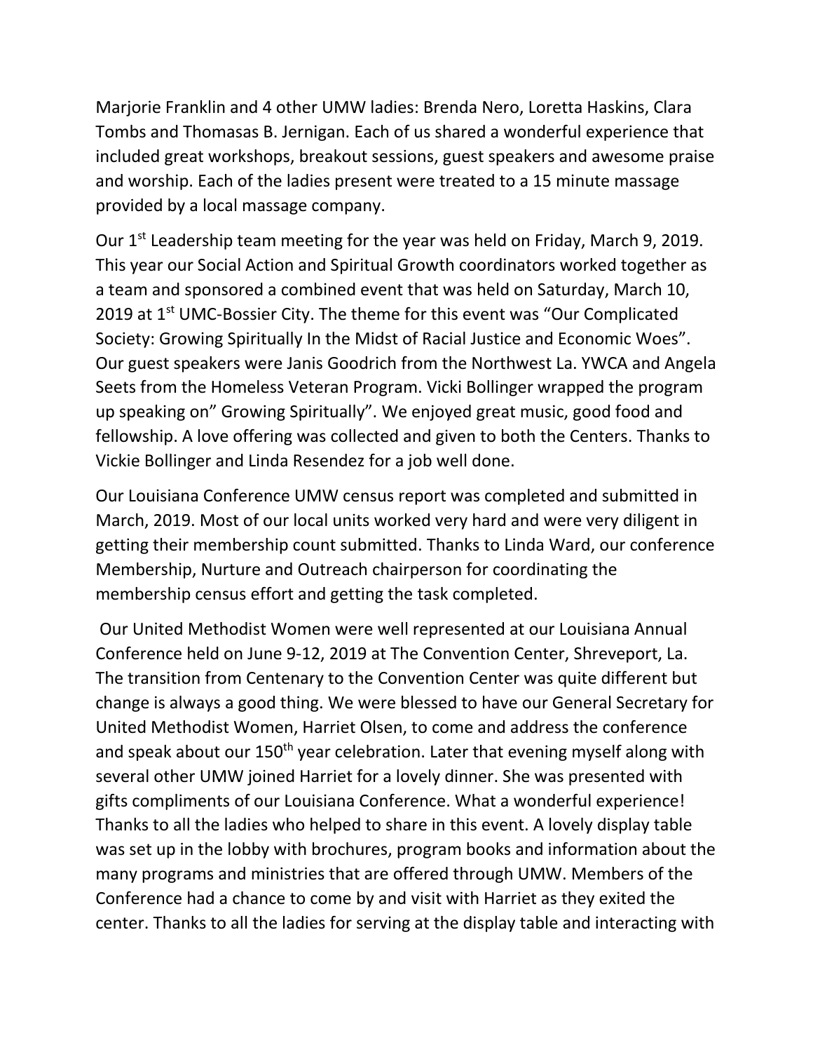Marjorie Franklin and 4 other UMW ladies: Brenda Nero, Loretta Haskins, Clara Tombs and Thomasas B. Jernigan. Each of us shared a wonderful experience that included great workshops, breakout sessions, guest speakers and awesome praise and worship. Each of the ladies present were treated to a 15 minute massage provided by a local massage company.

Our 1st Leadership team meeting for the year was held on Friday, March 9, 2019. This year our Social Action and Spiritual Growth coordinators worked together as a team and sponsored a combined event that was held on Saturday, March 10, 2019 at 1st UMC-Bossier City. The theme for this event was "Our Complicated Society: Growing Spiritually In the Midst of Racial Justice and Economic Woes". Our guest speakers were Janis Goodrich from the Northwest La. YWCA and Angela Seets from the Homeless Veteran Program. Vicki Bollinger wrapped the program up speaking on" Growing Spiritually". We enjoyed great music, good food and fellowship. A love offering was collected and given to both the Centers. Thanks to Vickie Bollinger and Linda Resendez for a job well done.

Our Louisiana Conference UMW census report was completed and submitted in March, 2019. Most of our local units worked very hard and were very diligent in getting their membership count submitted. Thanks to Linda Ward, our conference Membership, Nurture and Outreach chairperson for coordinating the membership census effort and getting the task completed.

Our United Methodist Women were well represented at our Louisiana Annual Conference held on June 9-12, 2019 at The Convention Center, Shreveport, La. The transition from Centenary to the Convention Center was quite different but change is always a good thing. We were blessed to have our General Secretary for United Methodist Women, Harriet Olsen, to come and address the conference and speak about our 150th year celebration. Later that evening myself along with several other UMW joined Harriet for a lovely dinner. She was presented with gifts compliments of our Louisiana Conference. What a wonderful experience! Thanks to all the ladies who helped to share in this event. A lovely display table was set up in the lobby with brochures, program books and information about the many programs and ministries that are offered through UMW. Members of the Conference had a chance to come by and visit with Harriet as they exited the center. Thanks to all the ladies for serving at the display table and interacting with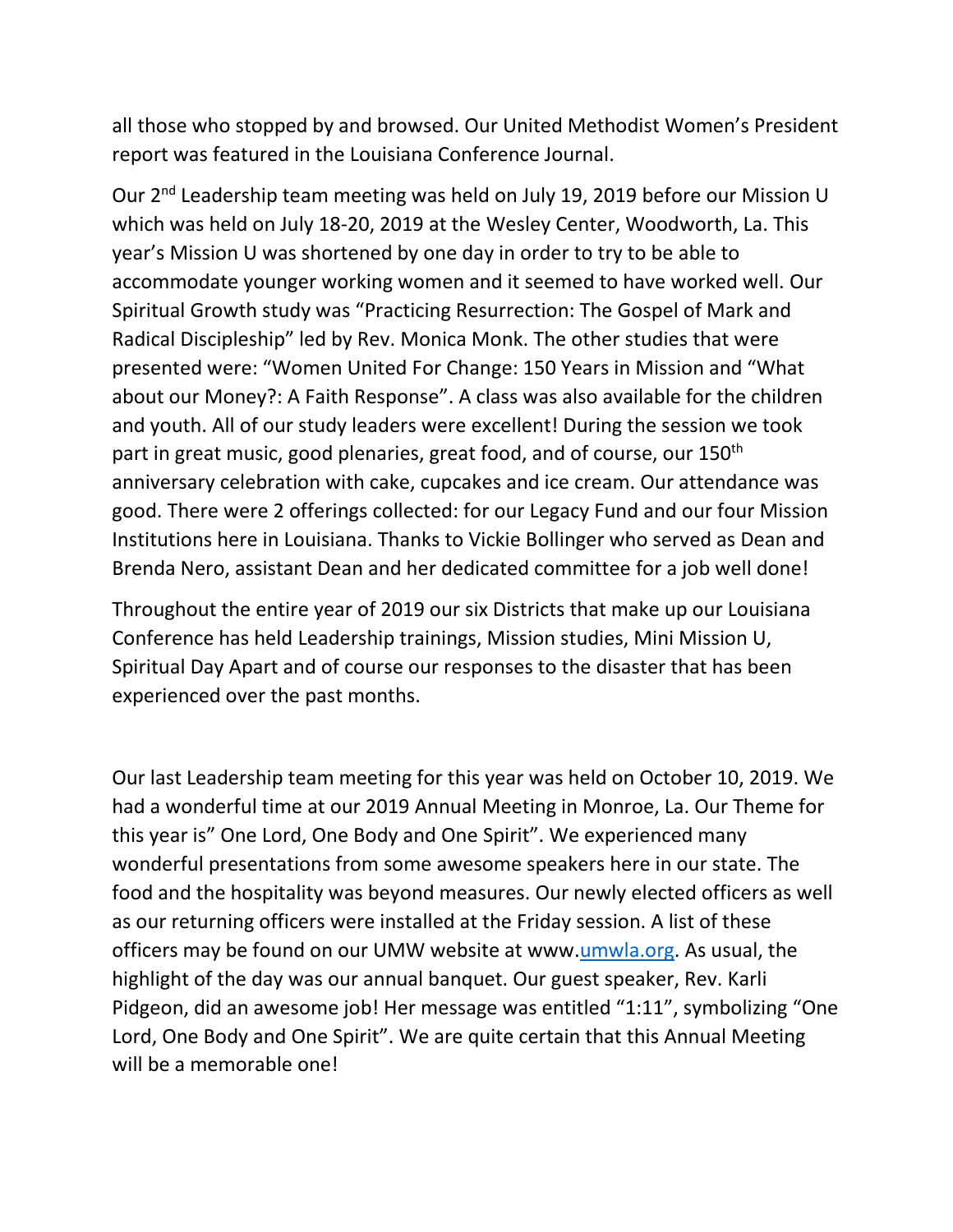all those who stopped by and browsed. Our United Methodist Women's President report was featured in the Louisiana Conference Journal.

Our 2nd Leadership team meeting was held on July 19, 2019 before our Mission U which was held on July 18-20, 2019 at the Wesley Center, Woodworth, La. This year's Mission U was shortened by one day in order to try to be able to accommodate younger working women and it seemed to have worked well. Our Spiritual Growth study was "Practicing Resurrection: The Gospel of Mark and Radical Discipleship" led by Rev. Monica Monk. The other studies that were presented were: "Women United For Change: 150 Years in Mission and "What about our Money?: A Faith Response". A class was also available for the children and youth. All of our study leaders were excellent! During the session we took part in great music, good plenaries, great food, and of course, our 150th anniversary celebration with cake, cupcakes and ice cream. Our attendance was good. There were 2 offerings collected: for our Legacy Fund and our four Mission Institutions here in Louisiana. Thanks to Vickie Bollinger who served as Dean and Brenda Nero, assistant Dean and her dedicated committee for a job well done!

Throughout the entire year of 2019 our six Districts that make up our Louisiana Conference has held Leadership trainings, Mission studies, Mini Mission U, Spiritual Day Apart and of course our responses to the disaster that has been experienced over the past months.

Our last Leadership team meeting for this year was held on October 10, 2019. We had a wonderful time at our 2019 Annual Meeting in Monroe, La. Our Theme for this year is" One Lord, One Body and One Spirit". We experienced many wonderful presentations from some awesome speakers here in our state. The food and the hospitality was beyond measures. Our newly elected officers as well as our returning officers were installed at the Friday session. A list of these officers may be found on our UMW website at www.umwla.org. As usual, the highlight of the day was our annual banquet. Our guest speaker, Rev. Karli Pidgeon, did an awesome job! Her message was entitled "1:11", symbolizing "One Lord, One Body and One Spirit". We are quite certain that this Annual Meeting will be a memorable one!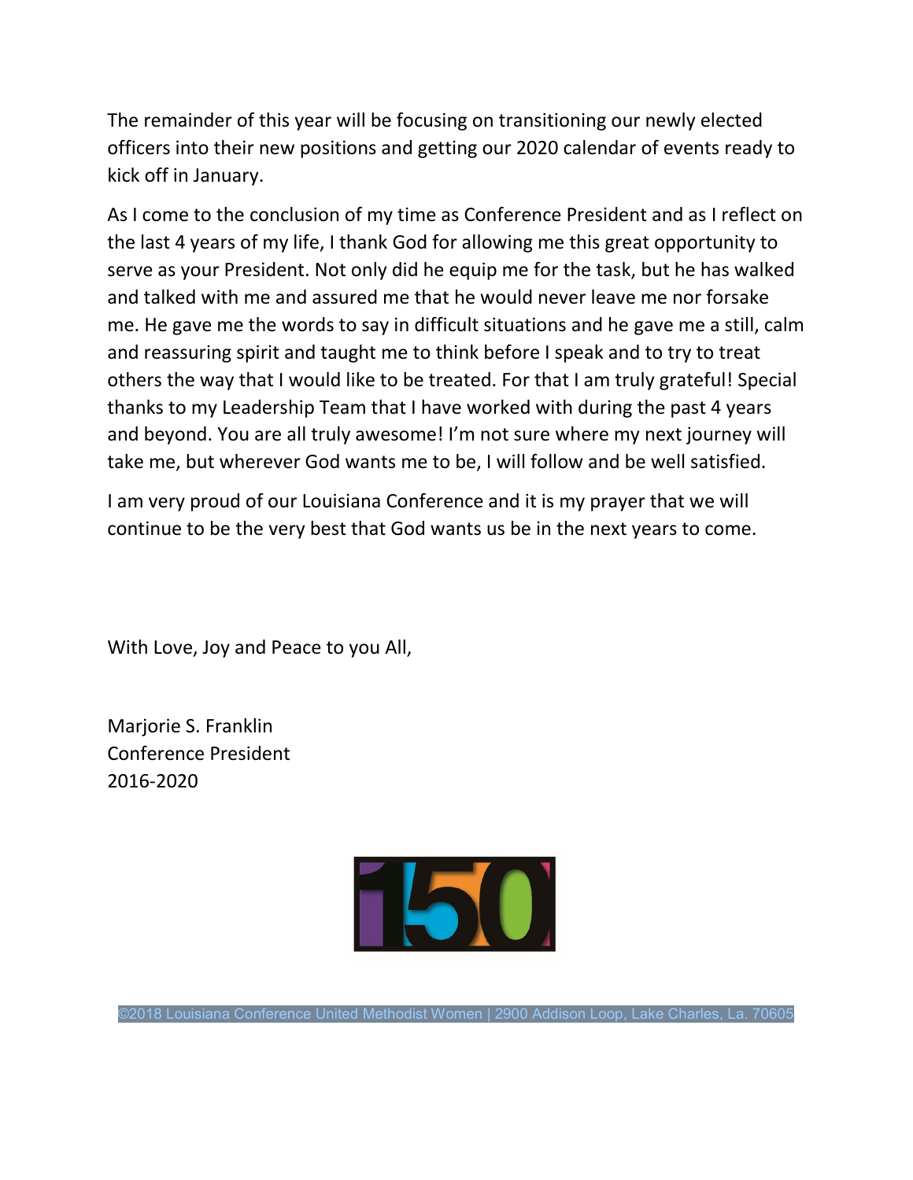The remainder of this year will be focusing on transitioning our newly elected officers into their new positions and getting our 2020 calendar of events ready to kick off in January.

As I come to the conclusion of my time as Conference President and as I reflect on the last 4 years of my life, I thank God for allowing me this great opportunity to serve as your President. Not only did he equip me for the task, but he has walked and talked with me and assured me that he would never leave me nor forsake me. He gave me the words to say in difficult situations and he gave me a still, calm and reassuring spirit and taught me to think before I speak and to try to treat others the way that I would like to be treated. For that I am truly grateful! Special thanks to my Leadership Team that I have worked with during the past 4 years and beyond. You are all truly awesome! I'm not sure where my next journey will take me, but wherever God wants me to be, I will follow and be well satisfied.

I am very proud of our Louisiana Conference and it is my prayer that we will continue to be the very best that God wants us be in the next years to come.

With Love, Joy and Peace to you All,

Marjorie S. Franklin
Conference President
2016-2020

150

©2018 Louisiana Conference United Methodist Women | 2900 Addison Loop, Lake Charles, La. 70605